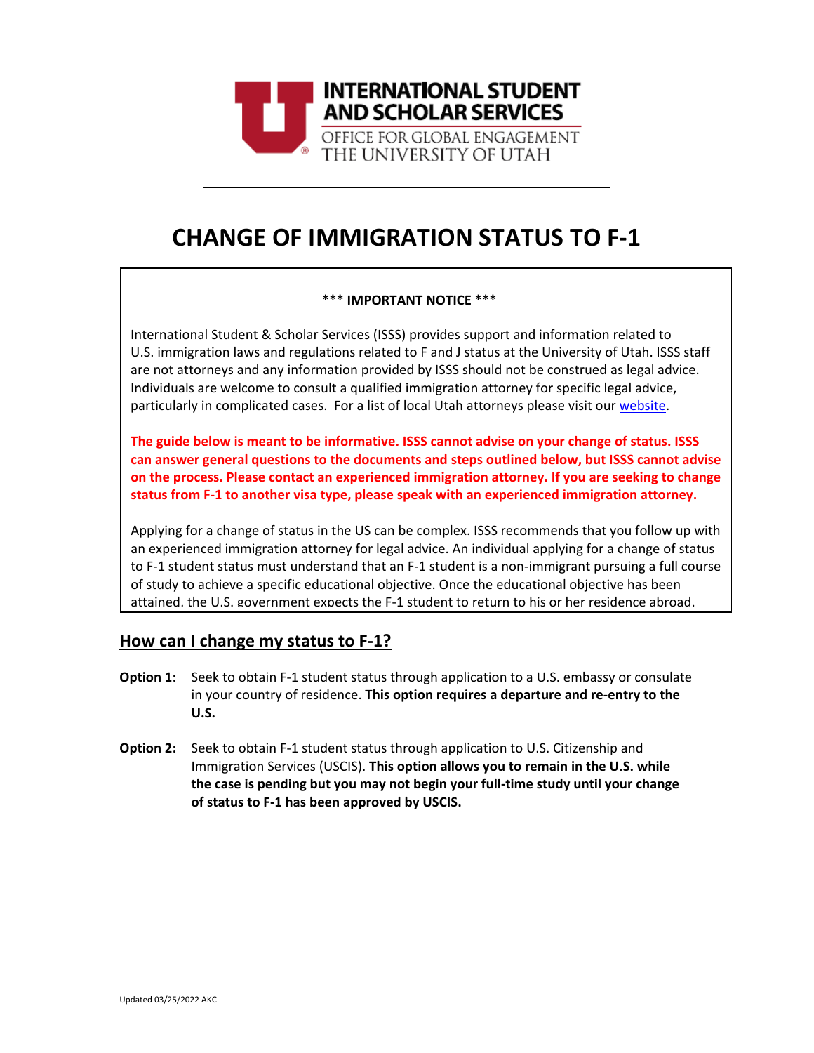INTERNATIONAL STUDENT AND SCHOLAR SERVICES

OFFICE FOR GLOBAL ENGAGEMENT

THE UNIVERSITY OF UTAH

# CHANGE OF IMMIGRATION STATUS TO F-1

**\*\*\* IMPORTANT NOTICE \*\*\***

International Student & Scholar Services (ISSS) provides support and information related to U.S. immigration laws and regulations related to F and J status at the University of Utah. ISSS staff are not attorneys and any information provided by ISSS should not be construed as legal advice. Individuals are welcome to consult a qualified immigration attorney for specific legal advice, particularly in complicated cases. For a list of local Utah attorneys please visit our website.

**The guide below is meant to be informative. ISSS cannot advise on your change of status. ISSS can answer general questions to the documents and steps outlined below, but ISSS cannot advise on the process. Please contact an experienced immigration attorney. If you are seeking to change status from F-1 to another visa type, please speak with an experienced immigration attorney.**

Applying for a change of status in the US can be complex. ISSS recommends that you follow up with an experienced immigration attorney for legal advice. An individual applying for a change of status to F-1 student status must understand that an F-1 student is a non-immigrant pursuing a full course of study to achieve a specific educational objective. Once the educational objective has been attained, the U.S. government expects the F-1 student to return to his or her residence abroad.

## How can I change my status to F-1?

**Option 1:** Seek to obtain F-1 student status through application to a U.S. embassy or consulate in your country of residence. **This option requires a departure and re-entry to the U.S.**

**Option 2:** Seek to obtain F-1 student status through application to U.S. Citizenship and Immigration Services (USCIS). **This option allows you to remain in the U.S. while the case is pending but you may not begin your full-time study until your change of status to F-1 has been approved by USCIS.**

Updated 03/25/2022 AKC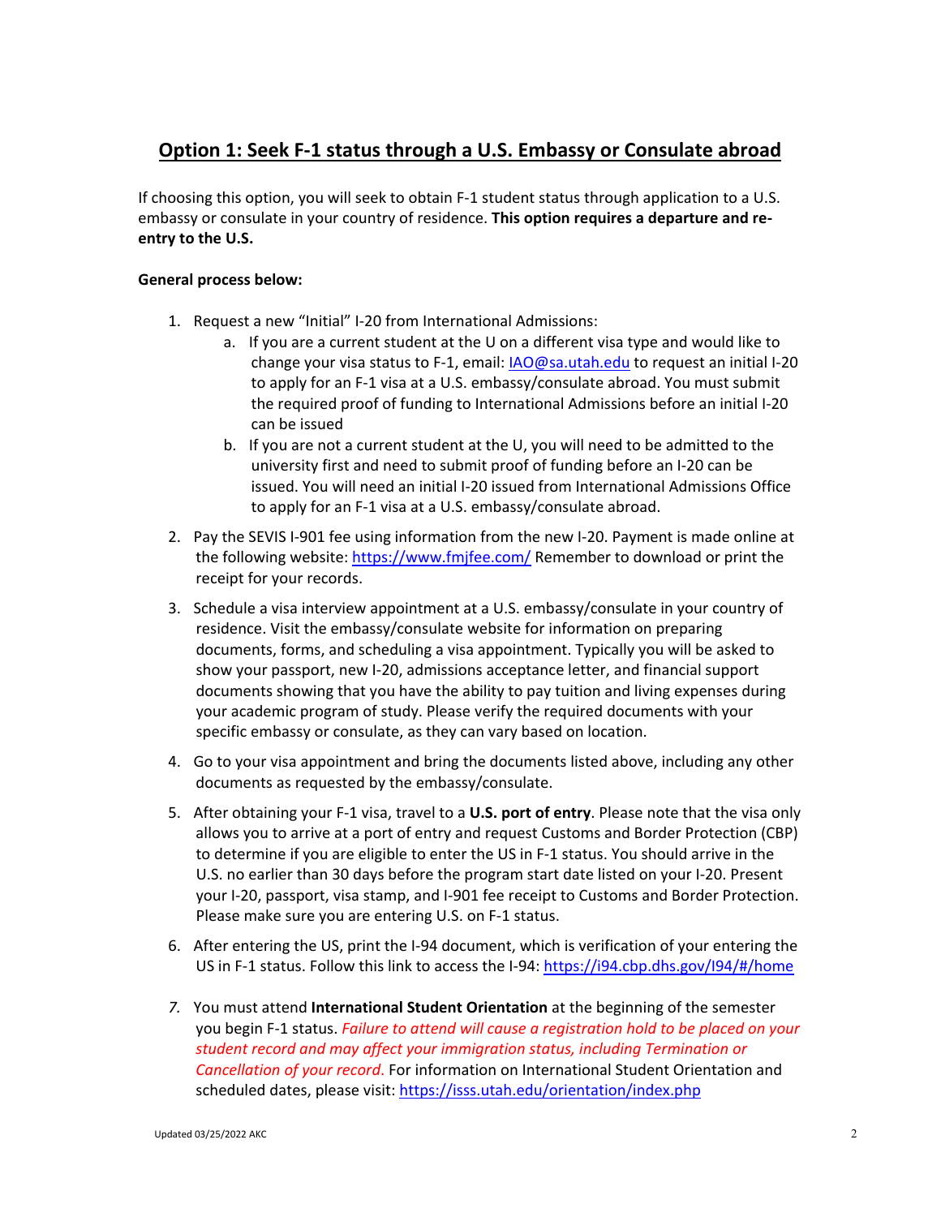## Option 1: Seek F-1 status through a U.S. Embassy or Consulate abroad

If choosing this option, you will seek to obtain F-1 student status through application to a U.S. embassy or consulate in your country of residence. **This option requires a departure and re-entry to the U.S.**

**General process below:**

1. Request a new "Initial" I-20 from International Admissions:
   a. If you are a current student at the U on a different visa type and would like to change your visa status to F-1, email: [IAO@sa.utah.edu](mailto:IAO@sa.utah.edu) to request an initial I-20 to apply for an F-1 visa at a U.S. embassy/consulate abroad. You must submit the required proof of funding to International Admissions before an initial I-20 can be issued
   b. If you are not a current student at the U, you will need to be admitted to the university first and need to submit proof of funding before an I-20 can be issued. You will need an initial I-20 issued from International Admissions Office to apply for an F-1 visa at a U.S. embassy/consulate abroad.
2. Pay the SEVIS I-901 fee using information from the new I-20. Payment is made online at the following website: [https://www.fmjfee.com/](https://www.fmjfee.com/) Remember to download or print the receipt for your records.
3. Schedule a visa interview appointment at a U.S. embassy/consulate in your country of residence. Visit the embassy/consulate website for information on preparing documents, forms, and scheduling a visa appointment. Typically you will be asked to show your passport, new I-20, admissions acceptance letter, and financial support documents showing that you have the ability to pay tuition and living expenses during your academic program of study. Please verify the required documents with your specific embassy or consulate, as they can vary based on location.
4. Go to your visa appointment and bring the documents listed above, including any other documents as requested by the embassy/consulate.
5. After obtaining your F-1 visa, travel to a **U.S. port of entry**. Please note that the visa only allows you to arrive at a port of entry and request Customs and Border Protection (CBP) to determine if you are eligible to enter the US in F-1 status. You should arrive in the U.S. no earlier than 30 days before the program start date listed on your I-20. Present your I-20, passport, visa stamp, and I-901 fee receipt to Customs and Border Protection. Please make sure you are entering U.S. on F-1 status.
6. After entering the US, print the I-94 document, which is verification of your entering the US in F-1 status. Follow this link to access the I-94: [https://i94.cbp.dhs.gov/I94/#/home](https://i94.cbp.dhs.gov/I94/#/home)
7. You must attend **International Student Orientation** at the beginning of the semester you begin F-1 status. *Failure to attend will cause a registration hold to be placed on your student record and may affect your immigration status, including Termination or Cancellation of your record.* For information on International Student Orientation and scheduled dates, please visit: [https://isss.utah.edu/orientation/index.php](https://isss.utah.edu/orientation/index.php)

Updated 03/25/2022 AKC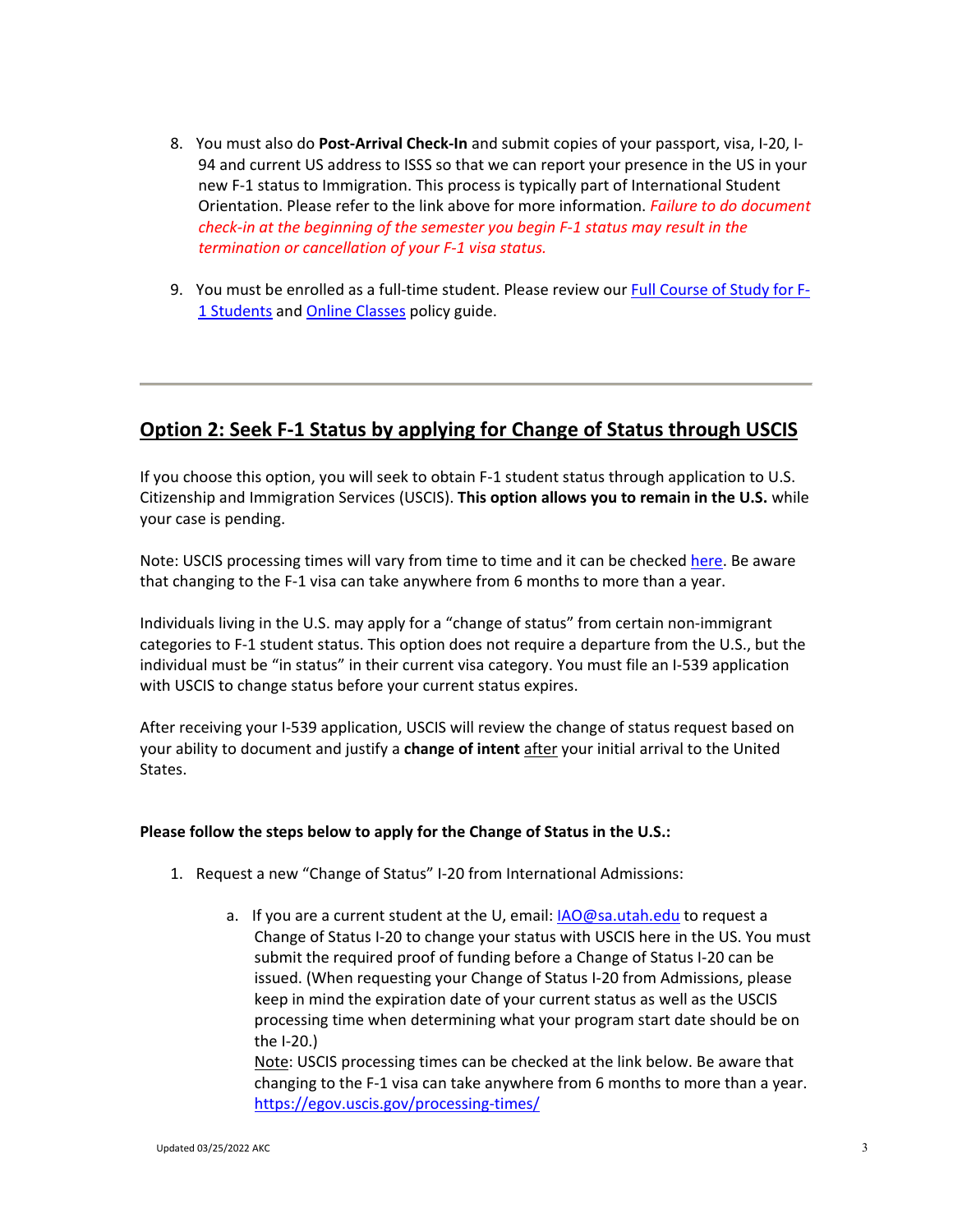8. You must also do **Post-Arrival Check-In** and submit copies of your passport, visa, I-20, I-94 and current US address to ISSS so that we can report your presence in the US in your new F-1 status to Immigration. This process is typically part of International Student Orientation. Please refer to the link above for more information. *Failure to do document check-in at the beginning of the semester you begin F-1 status may result in the termination or cancellation of your F-1 visa status.*

9. You must be enrolled as a full-time student. Please review our [Full Course of Study for F-1 Students]() and [Online Classes]() policy guide.

---

## Option 2: Seek F-1 Status by applying for Change of Status through USCIS

If you choose this option, you will seek to obtain F-1 student status through application to U.S. Citizenship and Immigration Services (USCIS). **This option allows you to remain in the U.S.** while your case is pending.

Note: USCIS processing times will vary from time to time and it can be checked [here](). Be aware that changing to the F-1 visa can take anywhere from 6 months to more than a year.

Individuals living in the U.S. may apply for a "change of status" from certain non-immigrant categories to F-1 student status. This option does not require a departure from the U.S., but the individual must be "in status" in their current visa category. You must file an I-539 application with USCIS to change status before your current status expires.

After receiving your I-539 application, USCIS will review the change of status request based on your ability to document and justify a **change of intent** after your initial arrival to the United States.

**Please follow the steps below to apply for the Change of Status in the U.S.:**

1. Request a new "Change of Status" I-20 from International Admissions:

    a. If you are a current student at the U, email: [IAO@sa.utah.edu](mailto:IAO@sa.utah.edu) to request a Change of Status I-20 to change your status with USCIS here in the US. You must submit the required proof of funding before a Change of Status I-20 can be issued. (When requesting your Change of Status I-20 from Admissions, please keep in mind the expiration date of your current status as well as the USCIS processing time when determining what your program start date should be on the I-20.)
    Note: USCIS processing times can be checked at the link below. Be aware that changing to the F-1 visa can take anywhere from 6 months to more than a year.
    [https://egov.uscis.gov/processing-times/](https://egov.uscis.gov/processing-times/)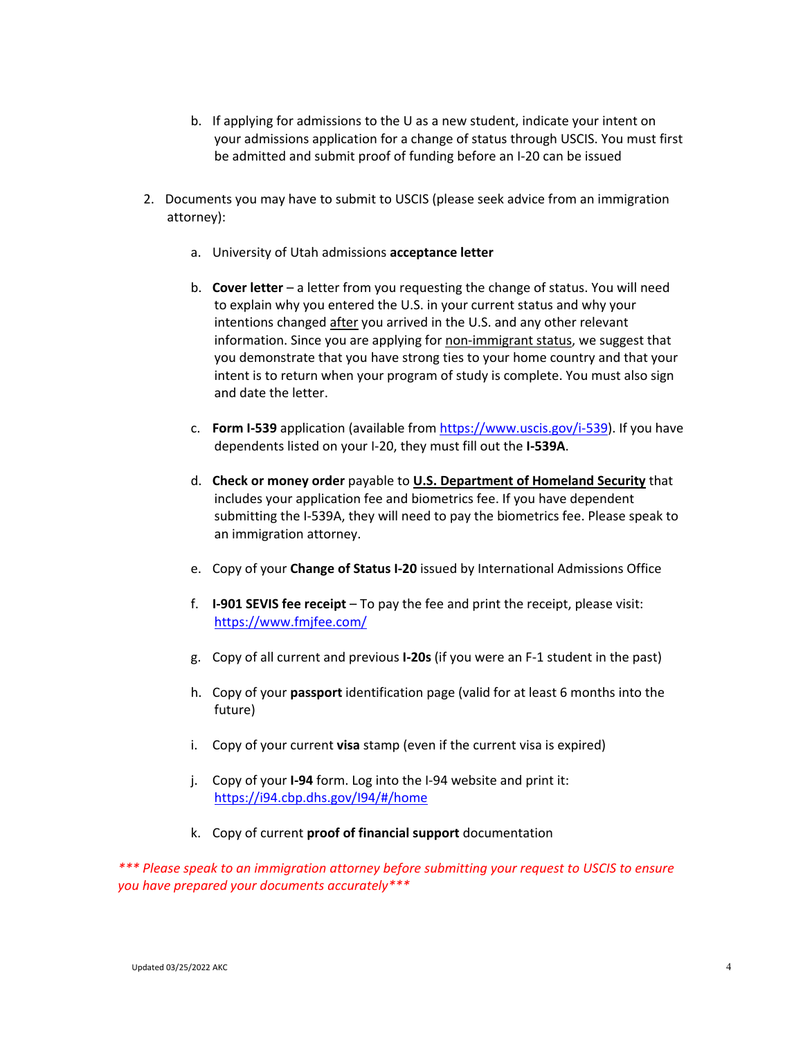b. If applying for admissions to the U as a new student, indicate your intent on your admissions application for a change of status through USCIS. You must first be admitted and submit proof of funding before an I-20 can be issued

2. Documents you may have to submit to USCIS (please seek advice from an immigration attorney):

   a. University of Utah admissions **acceptance letter**

   b. **Cover letter** – a letter from you requesting the change of status. You will need to explain why you entered the U.S. in your current status and why your intentions changed <u>after</u> you arrived in the U.S. and any other relevant information. Since you are applying for <u>non-immigrant status</u>, we suggest that you demonstrate that you have strong ties to your home country and that your intent is to return when your program of study is complete. You must also sign and date the letter.

   c. **Form I-539** application (available from https://www.uscis.gov/i-539). If you have dependents listed on your I-20, they must fill out the **I-539A**.

   d. **Check or money order** payable to **<u>U.S. Department of Homeland Security</u>** that includes your application fee and biometrics fee. If you have dependent submitting the I-539A, they will need to pay the biometrics fee. Please speak to an immigration attorney.

   e. Copy of your **Change of Status I-20** issued by International Admissions Office

   f. **I-901 SEVIS fee receipt** – To pay the fee and print the receipt, please visit: https://www.fmjfee.com/

   g. Copy of all current and previous **I-20s** (if you were an F-1 student in the past)

   h. Copy of your **passport** identification page (valid for at least 6 months into the future)

   i. Copy of your current **visa** stamp (even if the current visa is expired)

   j. Copy of your **I-94** form. Log into the I-94 website and print it: https://i94.cbp.dhs.gov/I94/#/home

   k. Copy of current **proof of financial support** documentation

****** Please speak to an immigration attorney before submitting your request to USCIS to ensure you have prepared your documents accurately******

Updated 03/25/2022 AKC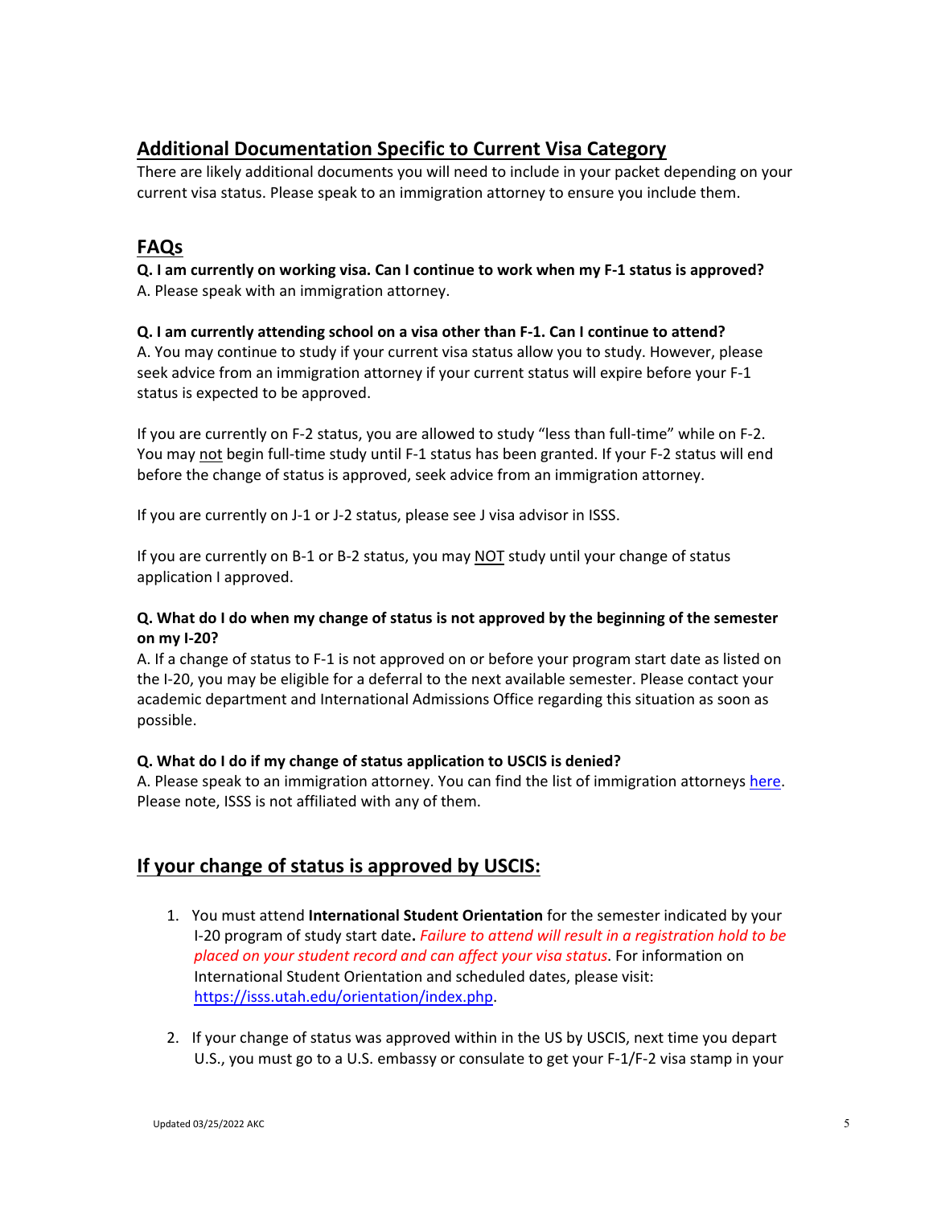## Additional Documentation Specific to Current Visa Category

There are likely additional documents you will need to include in your packet depending on your current visa status. Please speak to an immigration attorney to ensure you include them.

## FAQs

**Q. I am currently on working visa. Can I continue to work when my F-1 status is approved?**
A. Please speak with an immigration attorney.

**Q. I am currently attending school on a visa other than F-1. Can I continue to attend?**
A. You may continue to study if your current visa status allow you to study. However, please seek advice from an immigration attorney if your current status will expire before your F-1 status is expected to be approved.

If you are currently on F-2 status, you are allowed to study "less than full-time" while on F-2. You may not begin full-time study until F-1 status has been granted. If your F-2 status will end before the change of status is approved, seek advice from an immigration attorney.

If you are currently on J-1 or J-2 status, please see J visa advisor in ISSS.

If you are currently on B-1 or B-2 status, you may NOT study until your change of status application I approved.

**Q. What do I do when my change of status is not approved by the beginning of the semester on my I-20?**
A. If a change of status to F-1 is not approved on or before your program start date as listed on the I-20, you may be eligible for a deferral to the next available semester. Please contact your academic department and International Admissions Office regarding this situation as soon as possible.

**Q. What do I do if my change of status application to USCIS is denied?**
A. Please speak to an immigration attorney. You can find the list of immigration attorneys here. Please note, ISSS is not affiliated with any of them.

## If your change of status is approved by USCIS:

1. You must attend **International Student Orientation** for the semester indicated by your I-20 program of study start date**.** *Failure to attend will result in a registration hold to be placed on your student record and can affect your visa status*. For information on International Student Orientation and scheduled dates, please visit: https://isss.utah.edu/orientation/index.php.

2. If your change of status was approved within in the US by USCIS, next time you depart U.S., you must go to a U.S. embassy or consulate to get your F-1/F-2 visa stamp in your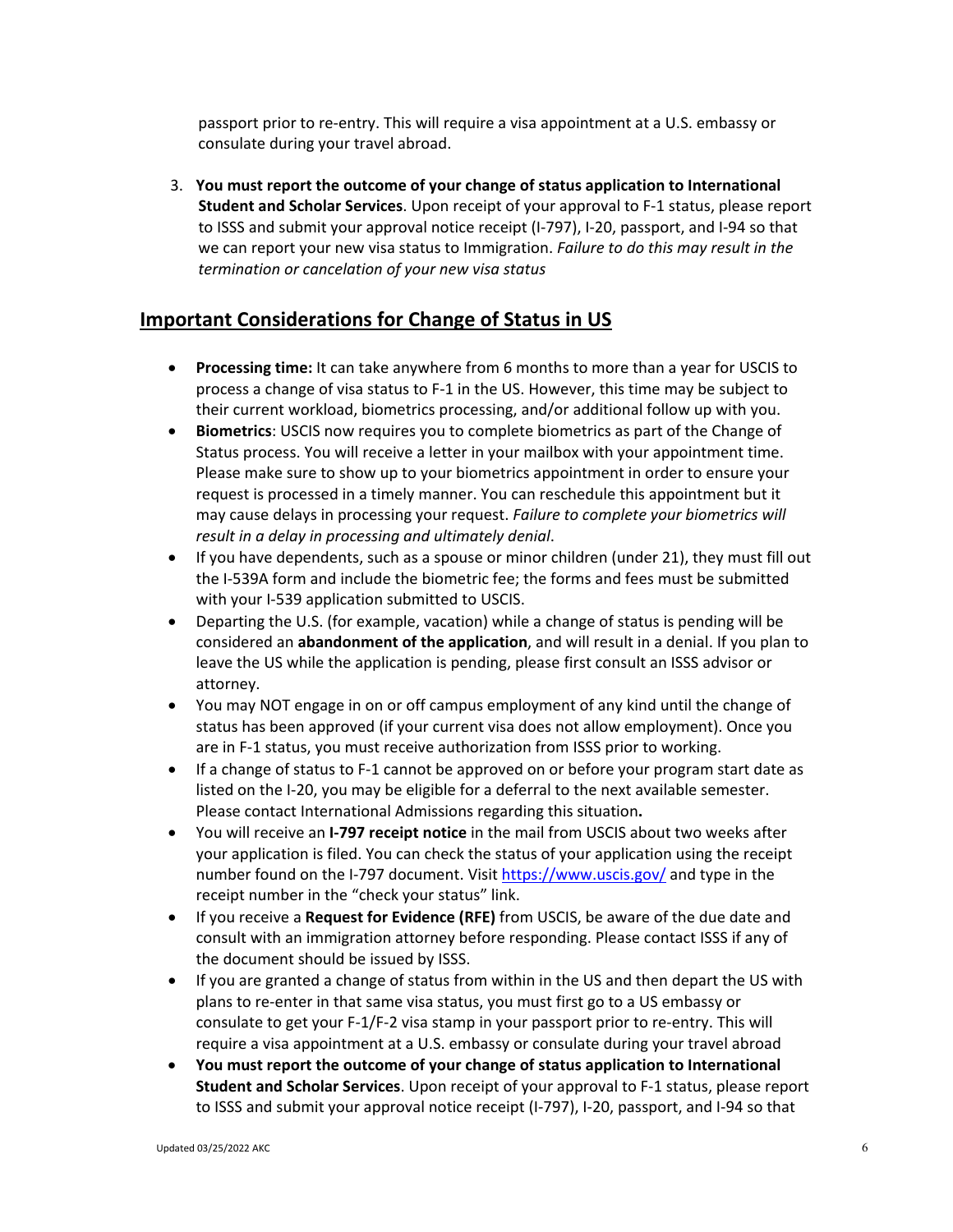passport prior to re-entry. This will require a visa appointment at a U.S. embassy or consulate during your travel abroad.

3. **You must report the outcome of your change of status application to International Student and Scholar Services**. Upon receipt of your approval to F-1 status, please report to ISSS and submit your approval notice receipt (I-797), I-20, passport, and I-94 so that we can report your new visa status to Immigration. *Failure to do this may result in the termination or cancelation of your new visa status*

## Important Considerations for Change of Status in US

- **Processing time:** It can take anywhere from 6 months to more than a year for USCIS to process a change of visa status to F-1 in the US. However, this time may be subject to their current workload, biometrics processing, and/or additional follow up with you.
- **Biometrics**: USCIS now requires you to complete biometrics as part of the Change of Status process. You will receive a letter in your mailbox with your appointment time. Please make sure to show up to your biometrics appointment in order to ensure your request is processed in a timely manner. You can reschedule this appointment but it may cause delays in processing your request. *Failure to complete your biometrics will result in a delay in processing and ultimately denial*.
- If you have dependents, such as a spouse or minor children (under 21), they must fill out the I-539A form and include the biometric fee; the forms and fees must be submitted with your I-539 application submitted to USCIS.
- Departing the U.S. (for example, vacation) while a change of status is pending will be considered an **abandonment of the application**, and will result in a denial. If you plan to leave the US while the application is pending, please first consult an ISSS advisor or attorney.
- You may NOT engage in on or off campus employment of any kind until the change of status has been approved (if your current visa does not allow employment). Once you are in F-1 status, you must receive authorization from ISSS prior to working.
- If a change of status to F-1 cannot be approved on or before your program start date as listed on the I-20, you may be eligible for a deferral to the next available semester. Please contact International Admissions regarding this situation**.**
- You will receive an **I-797 receipt notice** in the mail from USCIS about two weeks after your application is filed. You can check the status of your application using the receipt number found on the I-797 document. Visit [https://www.uscis.gov/](https://www.uscis.gov/) and type in the receipt number in the "check your status" link.
- If you receive a **Request for Evidence (RFE)** from USCIS, be aware of the due date and consult with an immigration attorney before responding. Please contact ISSS if any of the document should be issued by ISSS.
- If you are granted a change of status from within in the US and then depart the US with plans to re-enter in that same visa status, you must first go to a US embassy or consulate to get your F-1/F-2 visa stamp in your passport prior to re-entry. This will require a visa appointment at a U.S. embassy or consulate during your travel abroad
- **You must report the outcome of your change of status application to International Student and Scholar Services**. Upon receipt of your approval to F-1 status, please report to ISSS and submit your approval notice receipt (I-797), I-20, passport, and I-94 so that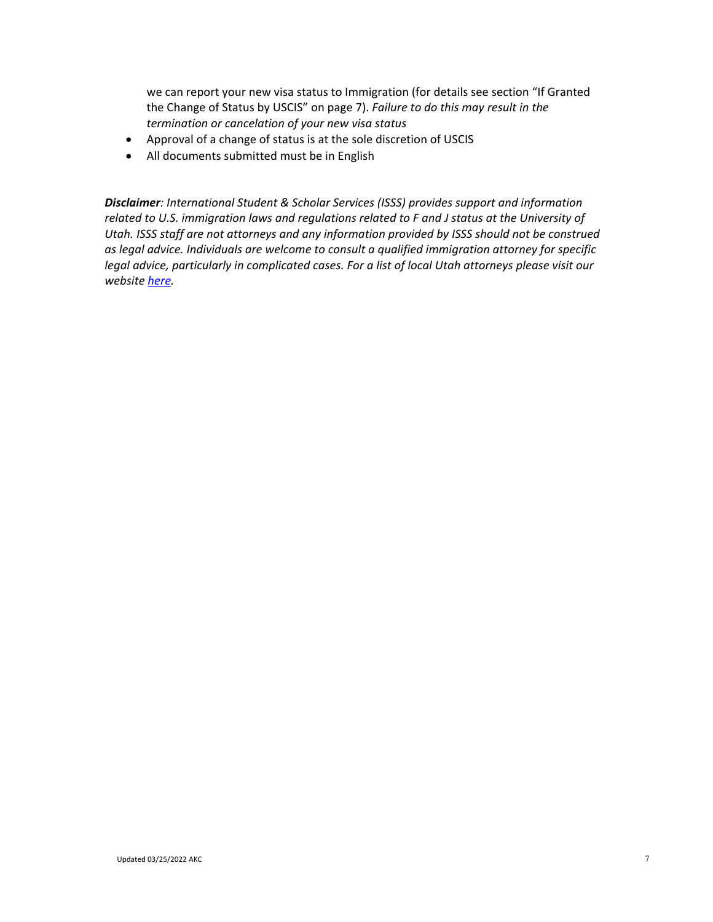we can report your new visa status to Immigration (for details see section "If Granted the Change of Status by USCIS" on page 7). *Failure to do this may result in the termination or cancelation of your new visa status*

- Approval of a change of status is at the sole discretion of USCIS
- All documents submitted must be in English

***Disclaimer**: International Student & Scholar Services (ISSS) provides support and information related to U.S. immigration laws and regulations related to F and J status at the University of Utah. ISSS staff are not attorneys and any information provided by ISSS should not be construed as legal advice. Individuals are welcome to consult a qualified immigration attorney for specific legal advice, particularly in complicated cases. For a list of local Utah attorneys please visit our website [here](here).*